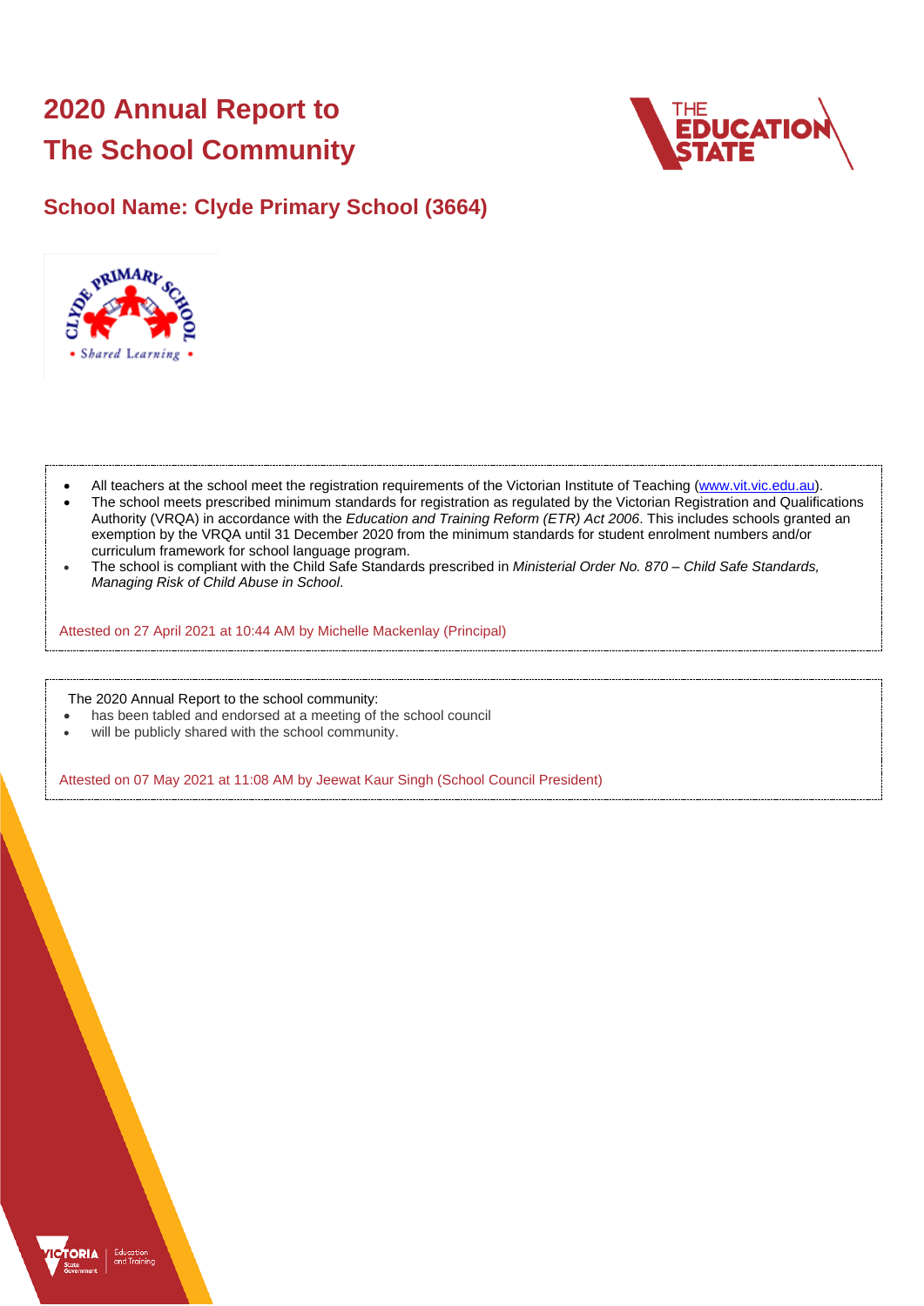# 2020 Annual Report to The School Community

## School Name: Clyde Primary School (3664)

- All teachers at the school meet the registration requirements of the Victorian Institute of Teaching (www.vit.vic.edu.au).
- The school meets prescribed minimum standards for registration as regulated by the Victorian Registration and Qualifications Authority (VRQA) in accordance with the *Education and Training Reform (ETR) Act 2006*. This includes schools granted an exemption by the VRQA until 31 December 2020 from the minimum standards for student enrolment numbers and/or curriculum framework for school language program.
- The school is compliant with the Child Safe Standards prescribed in *Ministerial Order No. 870 – Child Safe Standards, Managing Risk of Child Abuse in School*.

Attested on 27 April 2021 at 10:44 AM by Michelle Mackenlay (Principal)

The 2020 Annual Report to the school community:

- has been tabled and endorsed at a meeting of the school council
- will be publicly shared with the school community.

Attested on 07 May 2021 at 11:08 AM by Jeewat Kaur Singh (School Council President)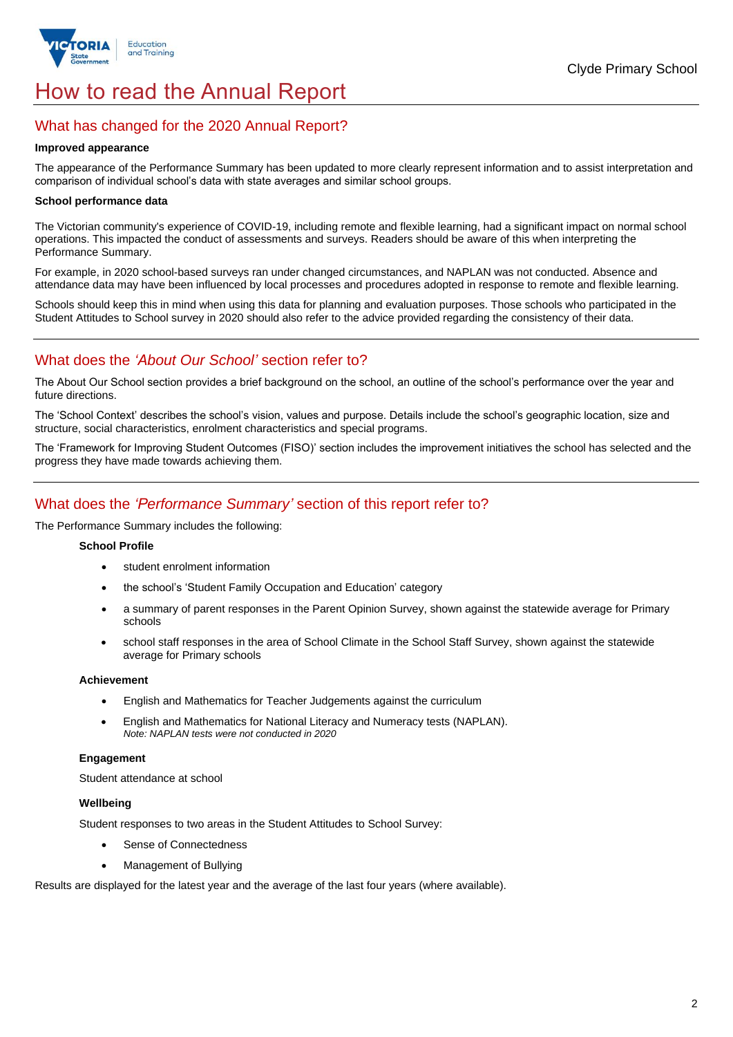# How to read the Annual Report

## What has changed for the 2020 Annual Report?

**Improved appearance**

The appearance of the Performance Summary has been updated to more clearly represent information and to assist interpretation and comparison of individual school's data with state averages and similar school groups.

**School performance data**

The Victorian community's experience of COVID-19, including remote and flexible learning, had a significant impact on normal school operations. This impacted the conduct of assessments and surveys. Readers should be aware of this when interpreting the Performance Summary.

For example, in 2020 school-based surveys ran under changed circumstances, and NAPLAN was not conducted. Absence and attendance data may have been influenced by local processes and procedures adopted in response to remote and flexible learning.

Schools should keep this in mind when using this data for planning and evaluation purposes. Those schools who participated in the Student Attitudes to School survey in 2020 should also refer to the advice provided regarding the consistency of their data.

## What does the *'About Our School'* section refer to?

The About Our School section provides a brief background on the school, an outline of the school's performance over the year and future directions.

The 'School Context' describes the school's vision, values and purpose. Details include the school's geographic location, size and structure, social characteristics, enrolment characteristics and special programs.

The 'Framework for Improving Student Outcomes (FISO)' section includes the improvement initiatives the school has selected and the progress they have made towards achieving them.

## What does the *'Performance Summary'* section of this report refer to?

The Performance Summary includes the following:

**School Profile**

- student enrolment information
- the school's 'Student Family Occupation and Education' category
- a summary of parent responses in the Parent Opinion Survey, shown against the statewide average for Primary schools
- school staff responses in the area of School Climate in the School Staff Survey, shown against the statewide average for Primary schools

**Achievement**

- English and Mathematics for Teacher Judgements against the curriculum
- English and Mathematics for National Literacy and Numeracy tests (NAPLAN).
  *Note: NAPLAN tests were not conducted in 2020*

**Engagement**

Student attendance at school

**Wellbeing**

Student responses to two areas in the Student Attitudes to School Survey:

- Sense of Connectedness
- Management of Bullying

Results are displayed for the latest year and the average of the last four years (where available).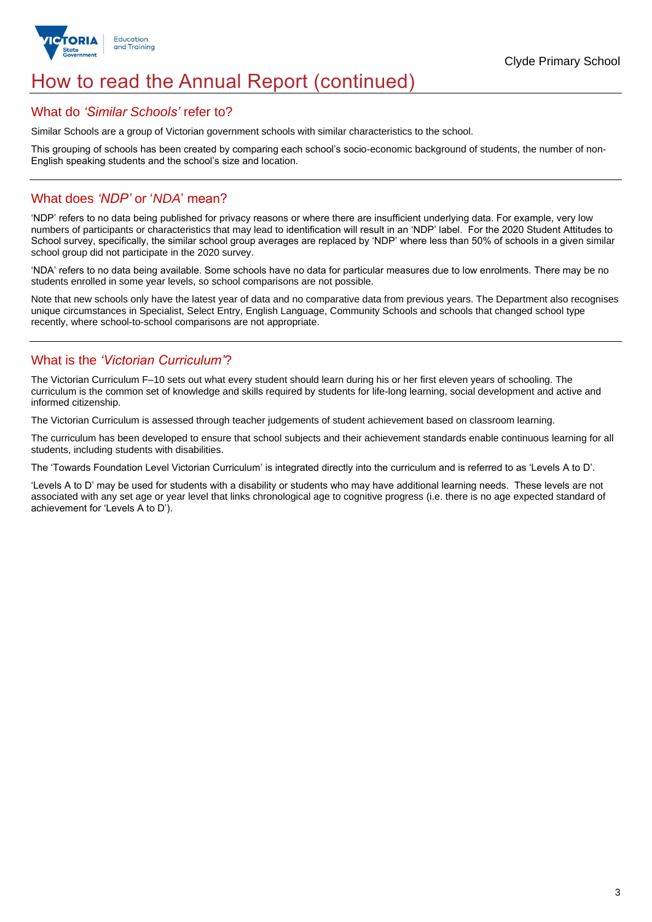# How to read the Annual Report (continued)

## What do *'Similar Schools'* refer to?

Similar Schools are a group of Victorian government schools with similar characteristics to the school.

This grouping of schools has been created by comparing each school's socio-economic background of students, the number of non-English speaking students and the school's size and location.

## What does *'NDP'* or '*NDA*' mean?

'NDP' refers to no data being published for privacy reasons or where there are insufficient underlying data. For example, very low numbers of participants or characteristics that may lead to identification will result in an 'NDP' label. For the 2020 Student Attitudes to School survey, specifically, the similar school group averages are replaced by 'NDP' where less than 50% of schools in a given similar school group did not participate in the 2020 survey.

'NDA' refers to no data being available. Some schools have no data for particular measures due to low enrolments. There may be no students enrolled in some year levels, so school comparisons are not possible.

Note that new schools only have the latest year of data and no comparative data from previous years. The Department also recognises unique circumstances in Specialist, Select Entry, English Language, Community Schools and schools that changed school type recently, where school-to-school comparisons are not appropriate.

## What is the *'Victorian Curriculum'*?

The Victorian Curriculum F–10 sets out what every student should learn during his or her first eleven years of schooling. The curriculum is the common set of knowledge and skills required by students for life-long learning, social development and active and informed citizenship.

The Victorian Curriculum is assessed through teacher judgements of student achievement based on classroom learning.

The curriculum has been developed to ensure that school subjects and their achievement standards enable continuous learning for all students, including students with disabilities.

The 'Towards Foundation Level Victorian Curriculum' is integrated directly into the curriculum and is referred to as 'Levels A to D'.

'Levels A to D' may be used for students with a disability or students who may have additional learning needs. These levels are not associated with any set age or year level that links chronological age to cognitive progress (i.e. there is no age expected standard of achievement for 'Levels A to D').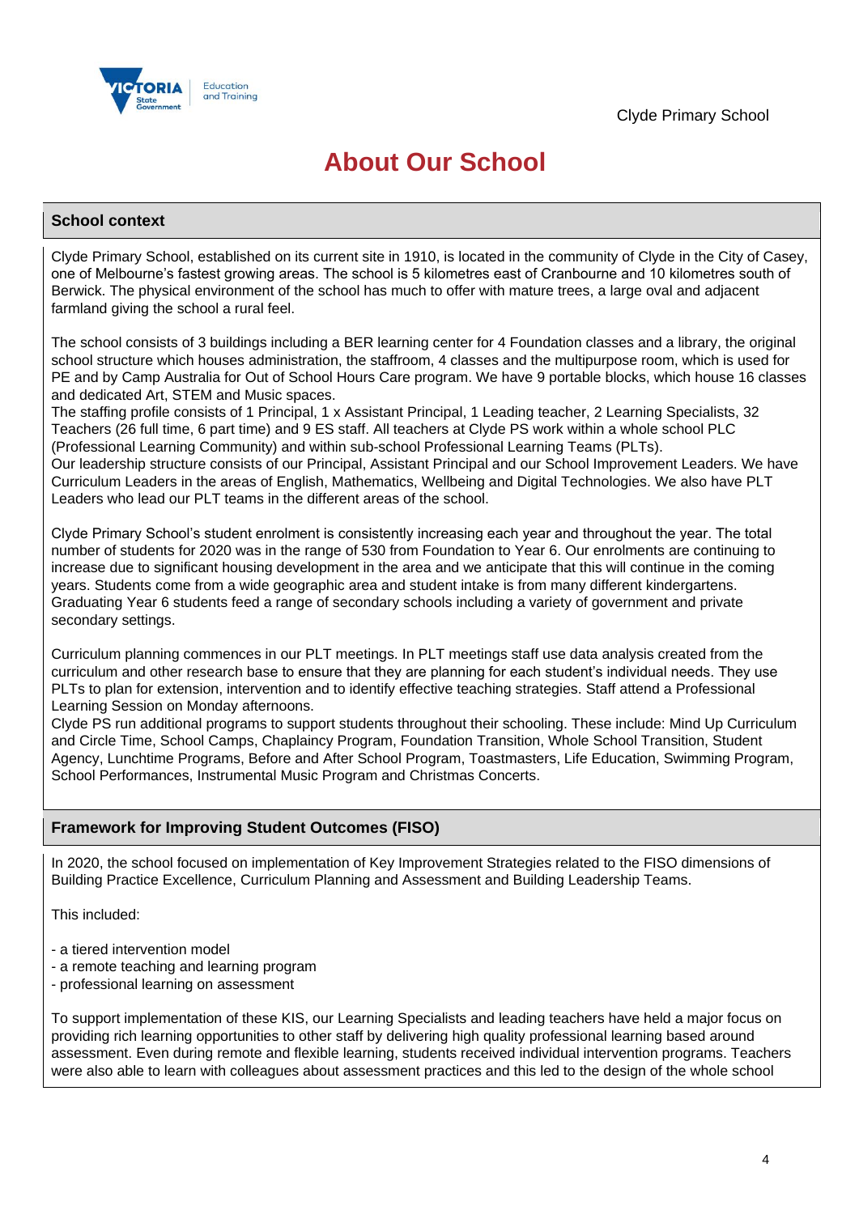# About Our School

## School context

Clyde Primary School, established on its current site in 1910, is located in the community of Clyde in the City of Casey, one of Melbourne's fastest growing areas. The school is 5 kilometres east of Cranbourne and 10 kilometres south of Berwick. The physical environment of the school has much to offer with mature trees, a large oval and adjacent farmland giving the school a rural feel.

The school consists of 3 buildings including a BER learning center for 4 Foundation classes and a library, the original school structure which houses administration, the staffroom, 4 classes and the multipurpose room, which is used for PE and by Camp Australia for Out of School Hours Care program. We have 9 portable blocks, which house 16 classes and dedicated Art, STEM and Music spaces.
The staffing profile consists of 1 Principal, 1 x Assistant Principal, 1 Leading teacher, 2 Learning Specialists, 32 Teachers (26 full time, 6 part time) and 9 ES staff. All teachers at Clyde PS work within a whole school PLC (Professional Learning Community) and within sub-school Professional Learning Teams (PLTs).
Our leadership structure consists of our Principal, Assistant Principal and our School Improvement Leaders. We have Curriculum Leaders in the areas of English, Mathematics, Wellbeing and Digital Technologies. We also have PLT Leaders who lead our PLT teams in the different areas of the school.

Clyde Primary School's student enrolment is consistently increasing each year and throughout the year. The total number of students for 2020 was in the range of 530 from Foundation to Year 6. Our enrolments are continuing to increase due to significant housing development in the area and we anticipate that this will continue in the coming years. Students come from a wide geographic area and student intake is from many different kindergartens. Graduating Year 6 students feed a range of secondary schools including a variety of government and private secondary settings.

Curriculum planning commences in our PLT meetings. In PLT meetings staff use data analysis created from the curriculum and other research base to ensure that they are planning for each student's individual needs. They use PLTs to plan for extension, intervention and to identify effective teaching strategies. Staff attend a Professional Learning Session on Monday afternoons.
Clyde PS run additional programs to support students throughout their schooling. These include: Mind Up Curriculum and Circle Time, School Camps, Chaplaincy Program, Foundation Transition, Whole School Transition, Student Agency, Lunchtime Programs, Before and After School Program, Toastmasters, Life Education, Swimming Program, School Performances, Instrumental Music Program and Christmas Concerts.

## Framework for Improving Student Outcomes (FISO)

In 2020, the school focused on implementation of Key Improvement Strategies related to the FISO dimensions of Building Practice Excellence, Curriculum Planning and Assessment and Building Leadership Teams.

This included:

- a tiered intervention model
- a remote teaching and learning program
- professional learning on assessment

To support implementation of these KIS, our Learning Specialists and leading teachers have held a major focus on providing rich learning opportunities to other staff by delivering high quality professional learning based around assessment. Even during remote and flexible learning, students received individual intervention programs. Teachers were also able to learn with colleagues about assessment practices and this led to the design of the whole school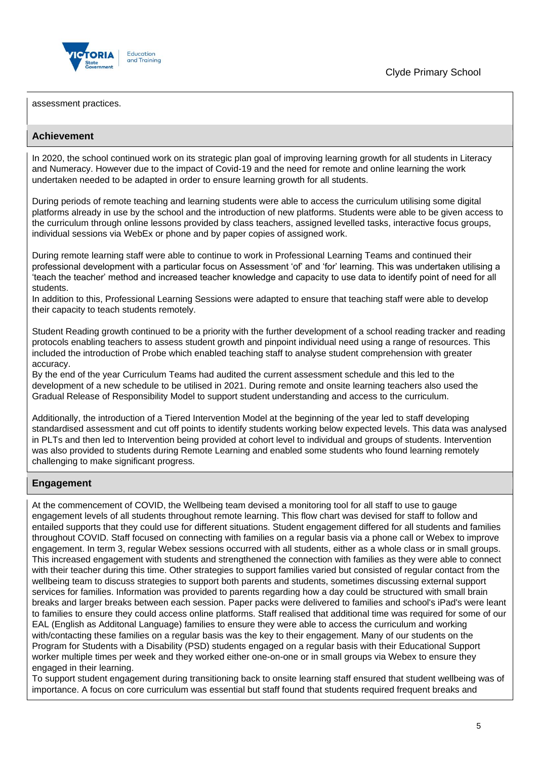assessment practices.

## Achievement

In 2020, the school continued work on its strategic plan goal of improving learning growth for all students in Literacy and Numeracy. However due to the impact of Covid-19 and the need for remote and online learning the work undertaken needed to be adapted in order to ensure learning growth for all students.

During periods of remote teaching and learning students were able to access the curriculum utilising some digital platforms already in use by the school and the introduction of new platforms. Students were able to be given access to the curriculum through online lessons provided by class teachers, assigned levelled tasks, interactive focus groups, individual sessions via WebEx or phone and by paper copies of assigned work.

During remote learning staff were able to continue to work in Professional Learning Teams and continued their professional development with a particular focus on Assessment 'of' and 'for' learning. This was undertaken utilising a 'teach the teacher' method and increased teacher knowledge and capacity to use data to identify point of need for all students.
In addition to this, Professional Learning Sessions were adapted to ensure that teaching staff were able to develop their capacity to teach students remotely.

Student Reading growth continued to be a priority with the further development of a school reading tracker and reading protocols enabling teachers to assess student growth and pinpoint individual need using a range of resources. This included the introduction of Probe which enabled teaching staff to analyse student comprehension with greater accuracy.
By the end of the year Curriculum Teams had audited the current assessment schedule and this led to the development of a new schedule to be utilised in 2021. During remote and onsite learning teachers also used the Gradual Release of Responsibility Model to support student understanding and access to the curriculum.

Additionally, the introduction of a Tiered Intervention Model at the beginning of the year led to staff developing standardised assessment and cut off points to identify students working below expected levels. This data was analysed in PLTs and then led to Intervention being provided at cohort level to individual and groups of students. Intervention was also provided to students during Remote Learning and enabled some students who found learning remotely challenging to make significant progress.

## Engagement

At the commencement of COVID, the Wellbeing team devised a monitoring tool for all staff to use to gauge engagement levels of all students throughout remote learning. This flow chart was devised for staff to follow and entailed supports that they could use for different situations. Student engagement differed for all students and families throughout COVID. Staff focused on connecting with families on a regular basis via a phone call or Webex to improve engagement. In term 3, regular Webex sessions occurred with all students, either as a whole class or in small groups. This increased engagement with students and strengthened the connection with families as they were able to connect with their teacher during this time. Other strategies to support families varied but consisted of regular contact from the wellbeing team to discuss strategies to support both parents and students, sometimes discussing external support services for families. Information was provided to parents regarding how a day could be structured with small brain breaks and larger breaks between each session. Paper packs were delivered to families and school's iPad's were leant to families to ensure they could access online platforms. Staff realised that additional time was required for some of our EAL (English as Additonal Language) families to ensure they were able to access the curriculum and working with/contacting these families on a regular basis was the key to their engagement. Many of our students on the Program for Students with a Disability (PSD) students engaged on a regular basis with their Educational Support worker multiple times per week and they worked either one-on-one or in small groups via Webex to ensure they engaged in their learning.
To support student engagement during transitioning back to onsite learning staff ensured that student wellbeing was of importance. A focus on core curriculum was essential but staff found that students required frequent breaks and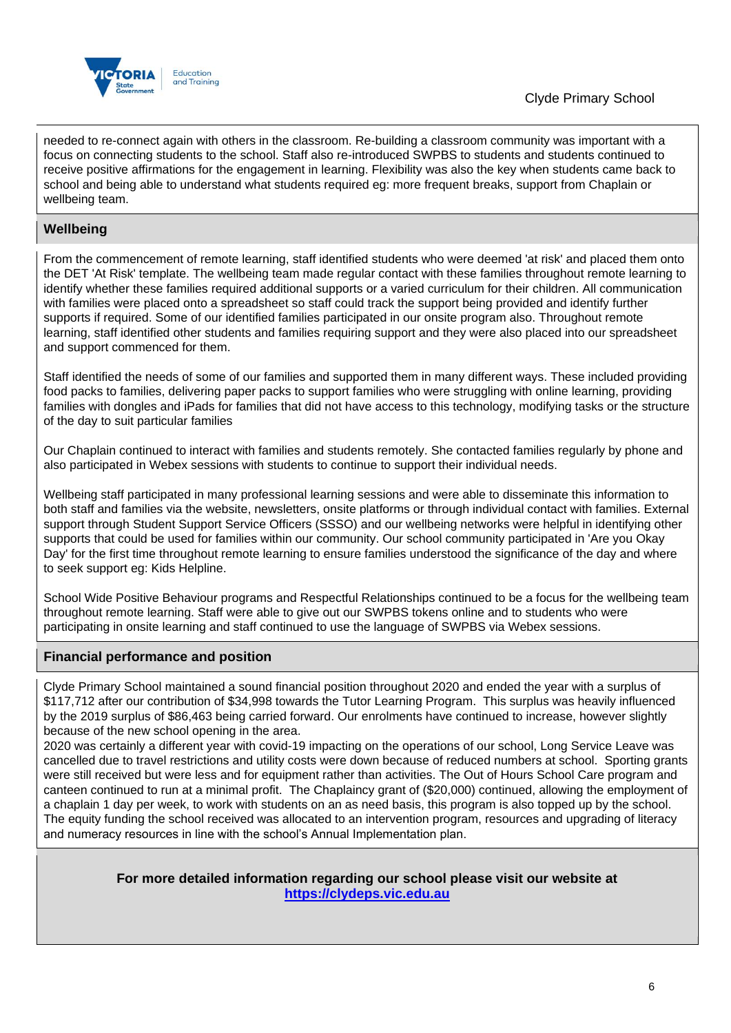needed to re-connect again with others in the classroom. Re-building a classroom community was important with a focus on connecting students to the school. Staff also re-introduced SWPBS to students and students continued to receive positive affirmations for the engagement in learning. Flexibility was also the key when students came back to school and being able to understand what students required eg: more frequent breaks, support from Chaplain or wellbeing team.

## Wellbeing

From the commencement of remote learning, staff identified students who were deemed 'at risk' and placed them onto the DET 'At Risk' template. The wellbeing team made regular contact with these families throughout remote learning to identify whether these families required additional supports or a varied curriculum for their children. All communication with families were placed onto a spreadsheet so staff could track the support being provided and identify further supports if required. Some of our identified families participated in our onsite program also. Throughout remote learning, staff identified other students and families requiring support and they were also placed into our spreadsheet and support commenced for them.

Staff identified the needs of some of our families and supported them in many different ways. These included providing food packs to families, delivering paper packs to support families who were struggling with online learning, providing families with dongles and iPads for families that did not have access to this technology, modifying tasks or the structure of the day to suit particular families

Our Chaplain continued to interact with families and students remotely. She contacted families regularly by phone and also participated in Webex sessions with students to continue to support their individual needs.

Wellbeing staff participated in many professional learning sessions and were able to disseminate this information to both staff and families via the website, newsletters, onsite platforms or through individual contact with families. External support through Student Support Service Officers (SSSO) and our wellbeing networks were helpful in identifying other supports that could be used for families within our community. Our school community participated in 'Are you Okay Day' for the first time throughout remote learning to ensure families understood the significance of the day and where to seek support eg: Kids Helpline.

School Wide Positive Behaviour programs and Respectful Relationships continued to be a focus for the wellbeing team throughout remote learning. Staff were able to give out our SWPBS tokens online and to students who were participating in onsite learning and staff continued to use the language of SWPBS via Webex sessions.

## Financial performance and position

Clyde Primary School maintained a sound financial position throughout 2020 and ended the year with a surplus of $117,712 after our contribution of $34,998 towards the Tutor Learning Program. This surplus was heavily influenced by the 2019 surplus of $86,463 being carried forward. Our enrolments have continued to increase, however slightly because of the new school opening in the area.
2020 was certainly a different year with covid-19 impacting on the operations of our school, Long Service Leave was cancelled due to travel restrictions and utility costs were down because of reduced numbers at school. Sporting grants were still received but were less and for equipment rather than activities. The Out of Hours School Care program and canteen continued to run at a minimal profit. The Chaplaincy grant of ($20,000) continued, allowing the employment of a chaplain 1 day per week, to work with students on an as need basis, this program is also topped up by the school. The equity funding the school received was allocated to an intervention program, resources and upgrading of literacy and numeracy resources in line with the school's Annual Implementation plan.

**For more detailed information regarding our school please visit our website at [https://clydeps.vic.edu.au](https://clydeps.vic.edu.au)**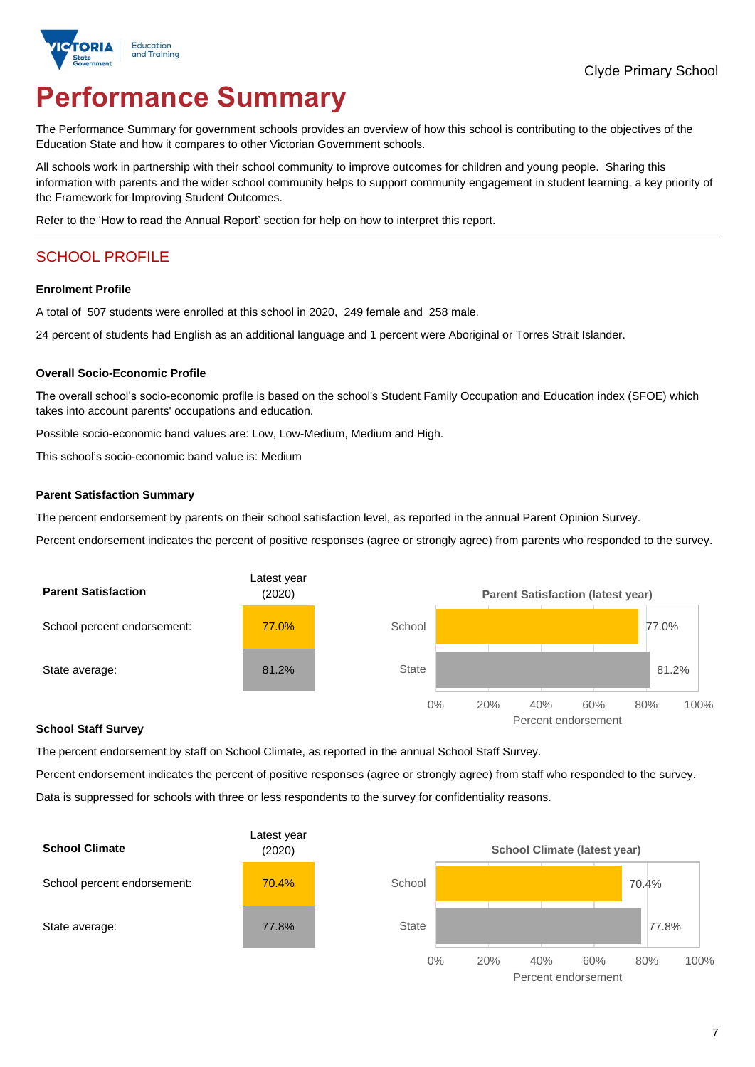Clyde Primary School

# Performance Summary

The Performance Summary for government schools provides an overview of how this school is contributing to the objectives of the Education State and how it compares to other Victorian Government schools.

All schools work in partnership with their school community to improve outcomes for children and young people. Sharing this information with parents and the wider school community helps to support community engagement in student learning, a key priority of the Framework for Improving Student Outcomes.

Refer to the 'How to read the Annual Report' section for help on how to interpret this report.

## SCHOOL PROFILE

### Enrolment Profile

A total of 507 students were enrolled at this school in 2020, 249 female and 258 male.

24 percent of students had English as an additional language and 1 percent were Aboriginal or Torres Strait Islander.

### Overall Socio-Economic Profile

The overall school's socio-economic profile is based on the school's Student Family Occupation and Education index (SFOE) which takes into account parents' occupations and education.

Possible socio-economic band values are: Low, Low-Medium, Medium and High.

This school's socio-economic band value is: Medium

### Parent Satisfaction Summary

The percent endorsement by parents on their school satisfaction level, as reported in the annual Parent Opinion Survey.

Percent endorsement indicates the percent of positive responses (agree or strongly agree) from parents who responded to the survey.

| Parent Satisfaction | Latest year (2020) |
|---|---|
| School percent endorsement: | 77.0% |
| State average: | 81.2% |

Parent Satisfaction (latest year)

| | Percent endorsement |
|---|---|
| School | 77.0% |
| State | 81.2% |

### School Staff Survey

The percent endorsement by staff on School Climate, as reported in the annual School Staff Survey.

Percent endorsement indicates the percent of positive responses (agree or strongly agree) from staff who responded to the survey.

Data is suppressed for schools with three or less respondents to the survey for confidentiality reasons.

| School Climate | Latest year (2020) |
|---|---|
| School percent endorsement: | 70.4% |
| State average: | 77.8% |

School Climate (latest year)

| | Percent endorsement |
|---|---|
| School | 70.4% |
| State | 77.8% |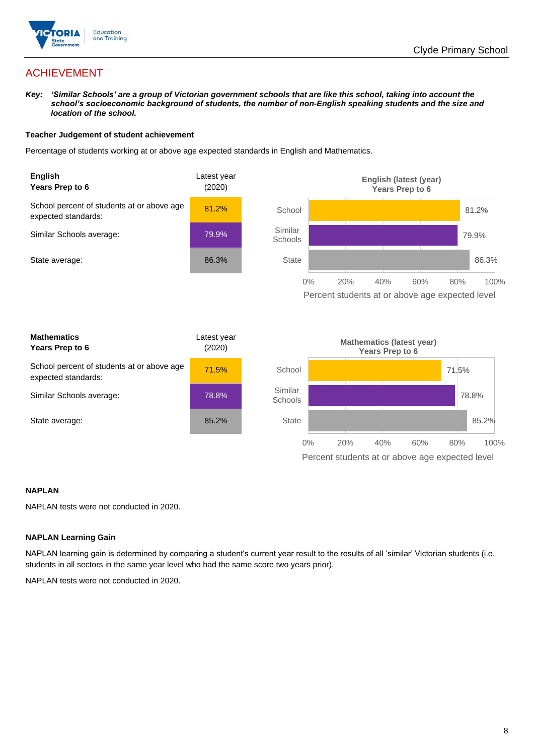# ACHIEVEMENT

***Key:*** ***'Similar Schools' are a group of Victorian government schools that are like this school, taking into account the school's socioeconomic background of students, the number of non-English speaking students and the size and location of the school.***

### Teacher Judgement of student achievement

Percentage of students working at or above age expected standards in English and Mathematics.

| **English Years Prep to 6** | Latest year (2020) |
|---|---|
| School percent of students at or above age expected standards: | 81.2% |
| Similar Schools average: | 79.9% |
| State average: | 86.3% |

**English (latest (year) Years Prep to 6**

| | Percent students at or above age expected level |
|---|---|
| School | 81.2% |
| Similar Schools | 79.9% |
| State | 86.3% |

| **Mathematics Years Prep to 6** | Latest year (2020) |
|---|---|
| School percent of students at or above age expected standards: | 71.5% |
| Similar Schools average: | 78.8% |
| State average: | 85.2% |

**Mathematics (latest year) Years Prep to 6**

| | Percent students at or above age expected level |
|---|---|
| School | 71.5% |
| Similar Schools | 78.8% |
| State | 85.2% |

### NAPLAN

NAPLAN tests were not conducted in 2020.

### NAPLAN Learning Gain

NAPLAN learning gain is determined by comparing a student's current year result to the results of all 'similar' Victorian students (i.e. students in all sectors in the same year level who had the same score two years prior).

NAPLAN tests were not conducted in 2020.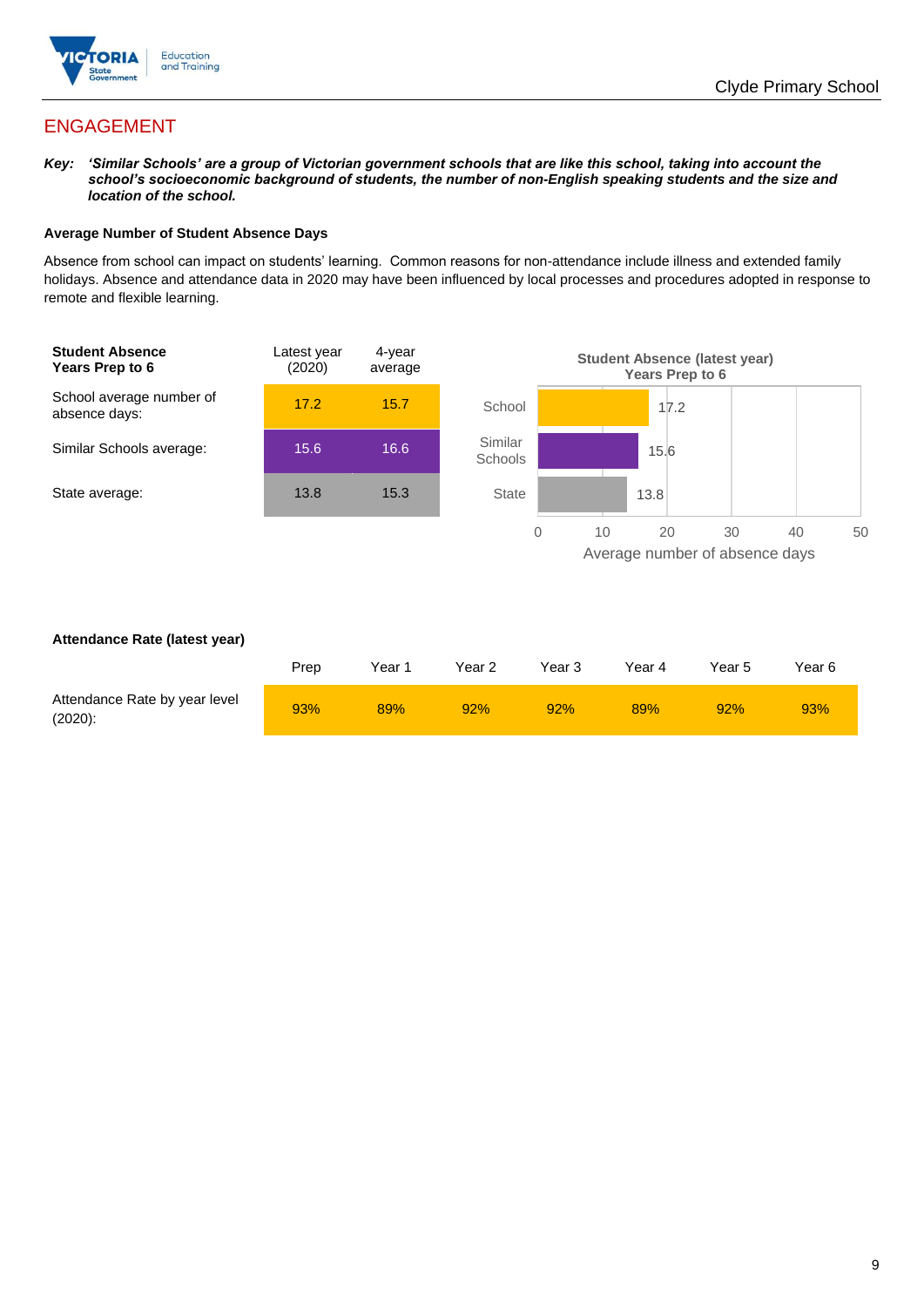## ENGAGEMENT

***Key:*** ***'Similar Schools' are a group of Victorian government schools that are like this school, taking into account the school's socioeconomic background of students, the number of non-English speaking students and the size and location of the school.***

### Average Number of Student Absence Days

Absence from school can impact on students' learning. Common reasons for non-attendance include illness and extended family holidays. Absence and attendance data in 2020 may have been influenced by local processes and procedures adopted in response to remote and flexible learning.

| **Student Absence Years Prep to 6** | Latest year (2020) | 4-year average |
|---|---|---|
| School average number of absence days: | 17.2 | 15.7 |
| Similar Schools average: | 15.6 | 16.6 |
| State average: | 13.8 | 15.3 |

**Student Absence (latest year) Years Prep to 6**

| | Average number of absence days |
|---|---|
| School | 17.2 |
| Similar Schools | 15.6 |
| State | 13.8 |

### Attendance Rate (latest year)

| | Prep | Year 1 | Year 2 | Year 3 | Year 4 | Year 5 | Year 6 |
|---|---|---|---|---|---|---|---|
| Attendance Rate by year level (2020): | 93% | 89% | 92% | 92% | 89% | 92% | 93% |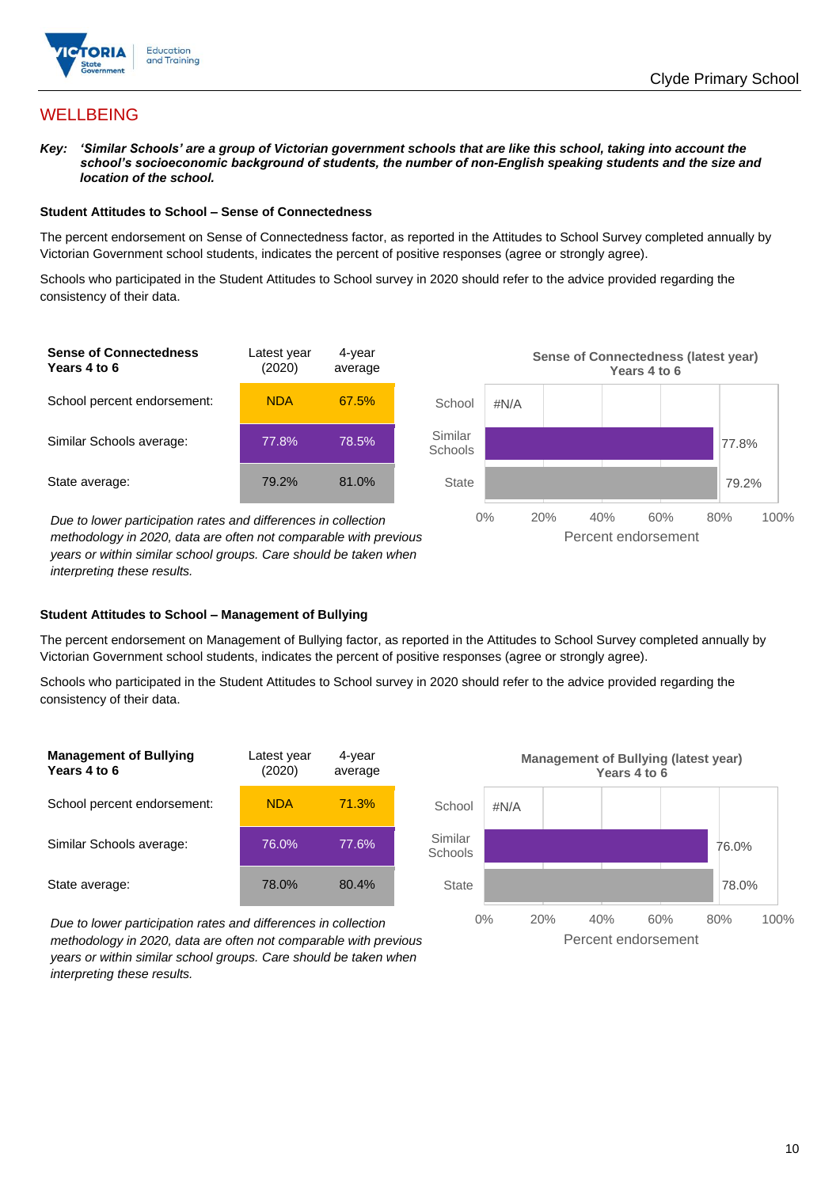## WELLBEING

***Key:*** ***'Similar Schools' are a group of Victorian government schools that are like this school, taking into account the school's socioeconomic background of students, the number of non-English speaking students and the size and location of the school.***

### Student Attitudes to School – Sense of Connectedness

The percent endorsement on Sense of Connectedness factor, as reported in the Attitudes to School Survey completed annually by Victorian Government school students, indicates the percent of positive responses (agree or strongly agree).

Schools who participated in the Student Attitudes to School survey in 2020 should refer to the advice provided regarding the consistency of their data.

| Sense of Connectedness Years 4 to 6 | Latest year (2020) | 4-year average |
|---|---|---|
| School percent endorsement: | NDA | 67.5% |
| Similar Schools average: | 77.8% | 78.5% |
| State average: | 79.2% | 81.0% |

*Due to lower participation rates and differences in collection methodology in 2020, data are often not comparable with previous years or within similar school groups. Care should be taken when interpreting these results.*

**Sense of Connectedness (latest year) Years 4 to 6**

| | Percent endorsement |
|---|---|
| School | #N/A |
| Similar Schools | 77.8% |
| State | 79.2% |

### Student Attitudes to School – Management of Bullying

The percent endorsement on Management of Bullying factor, as reported in the Attitudes to School Survey completed annually by Victorian Government school students, indicates the percent of positive responses (agree or strongly agree).

Schools who participated in the Student Attitudes to School survey in 2020 should refer to the advice provided regarding the consistency of their data.

| Management of Bullying Years 4 to 6 | Latest year (2020) | 4-year average |
|---|---|---|
| School percent endorsement: | NDA | 71.3% |
| Similar Schools average: | 76.0% | 77.6% |
| State average: | 78.0% | 80.4% |

*Due to lower participation rates and differences in collection methodology in 2020, data are often not comparable with previous years or within similar school groups. Care should be taken when interpreting these results.*

**Management of Bullying (latest year) Years 4 to 6**

| | Percent endorsement |
|---|---|
| School | #N/A |
| Similar Schools | 76.0% |
| State | 78.0% |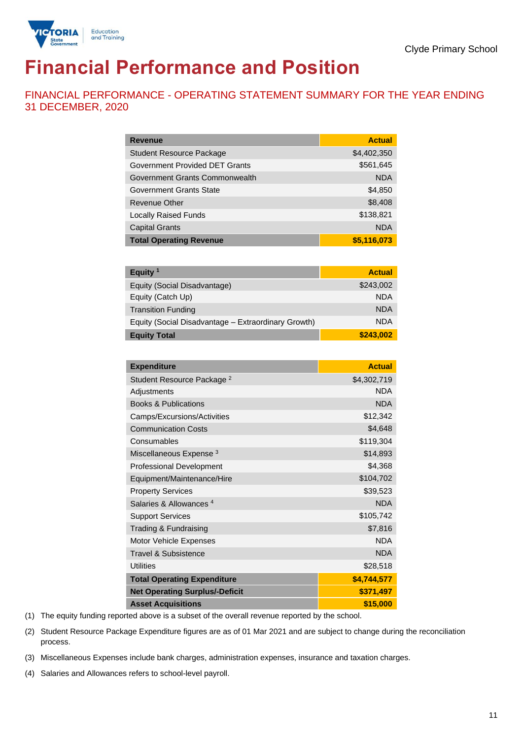Clyde Primary School

# Financial Performance and Position

## FINANCIAL PERFORMANCE - OPERATING STATEMENT SUMMARY FOR THE YEAR ENDING 31 DECEMBER, 2020

| Revenue | Actual |
|---|---|
| Student Resource Package | $4,402,350 |
| Government Provided DET Grants | $561,645 |
| Government Grants Commonwealth | NDA |
| Government Grants State | $4,850 |
| Revenue Other | $8,408 |
| Locally Raised Funds | $138,821 |
| Capital Grants | NDA |
| **Total Operating Revenue** | **$5,116,073** |

| Equity [1] | Actual |
|---|---|
| Equity (Social Disadvantage) | $243,002 |
| Equity (Catch Up) | NDA |
| Transition Funding | NDA |
| Equity (Social Disadvantage – Extraordinary Growth) | NDA |
| **Equity Total** | **$243,002** |

| Expenditure | Actual |
|---|---|
| Student Resource Package [2] | $4,302,719 |
| Adjustments | NDA |
| Books & Publications | NDA |
| Camps/Excursions/Activities | $12,342 |
| Communication Costs | $4,648 |
| Consumables | $119,304 |
| Miscellaneous Expense [3] | $14,893 |
| Professional Development | $4,368 |
| Equipment/Maintenance/Hire | $104,702 |
| Property Services | $39,523 |
| Salaries & Allowances [4] | NDA |
| Support Services | $105,742 |
| Trading & Fundraising | $7,816 |
| Motor Vehicle Expenses | NDA |
| Travel & Subsistence | NDA |
| Utilities | $28,518 |
| **Total Operating Expenditure** | **$4,744,577** |
| **Net Operating Surplus/-Deficit** | **$371,497** |
| **Asset Acquisitions** | **$15,000** |

(1) The equity funding reported above is a subset of the overall revenue reported by the school.

(2) Student Resource Package Expenditure figures are as of 01 Mar 2021 and are subject to change during the reconciliation process.

(3) Miscellaneous Expenses include bank charges, administration expenses, insurance and taxation charges.

(4) Salaries and Allowances refers to school-level payroll.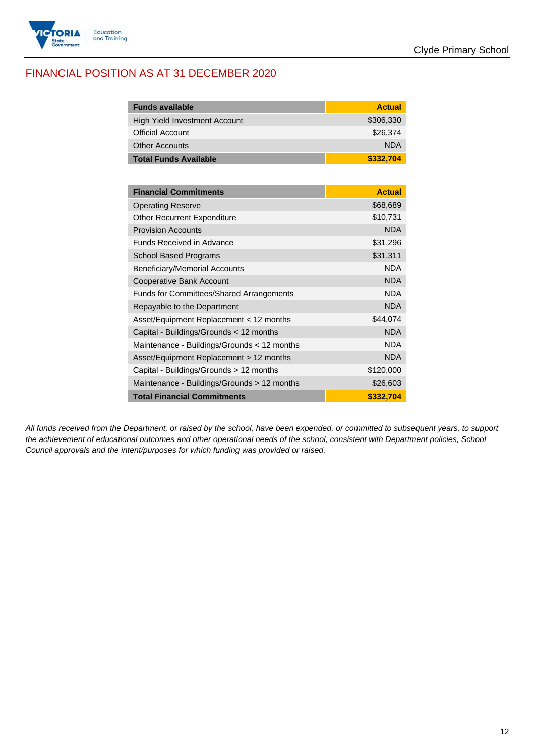## FINANCIAL POSITION AS AT 31 DECEMBER 2020

| Funds available | Actual |
|---|---|
| High Yield Investment Account | $306,330 |
| Official Account | $26,374 |
| Other Accounts | NDA |
| **Total Funds Available** | **$332,704** |

| Financial Commitments | Actual |
|---|---|
| Operating Reserve | $68,689 |
| Other Recurrent Expenditure | $10,731 |
| Provision Accounts | NDA |
| Funds Received in Advance | $31,296 |
| School Based Programs | $31,311 |
| Beneficiary/Memorial Accounts | NDA |
| Cooperative Bank Account | NDA |
| Funds for Committees/Shared Arrangements | NDA |
| Repayable to the Department | NDA |
| Asset/Equipment Replacement < 12 months | $44,074 |
| Capital - Buildings/Grounds < 12 months | NDA |
| Maintenance - Buildings/Grounds < 12 months | NDA |
| Asset/Equipment Replacement > 12 months | NDA |
| Capital - Buildings/Grounds > 12 months | $120,000 |
| Maintenance - Buildings/Grounds > 12 months | $26,603 |
| **Total Financial Commitments** | **$332,704** |

*All funds received from the Department, or raised by the school, have been expended, or committed to subsequent years, to support the achievement of educational outcomes and other operational needs of the school, consistent with Department policies, School Council approvals and the intent/purposes for which funding was provided or raised.*